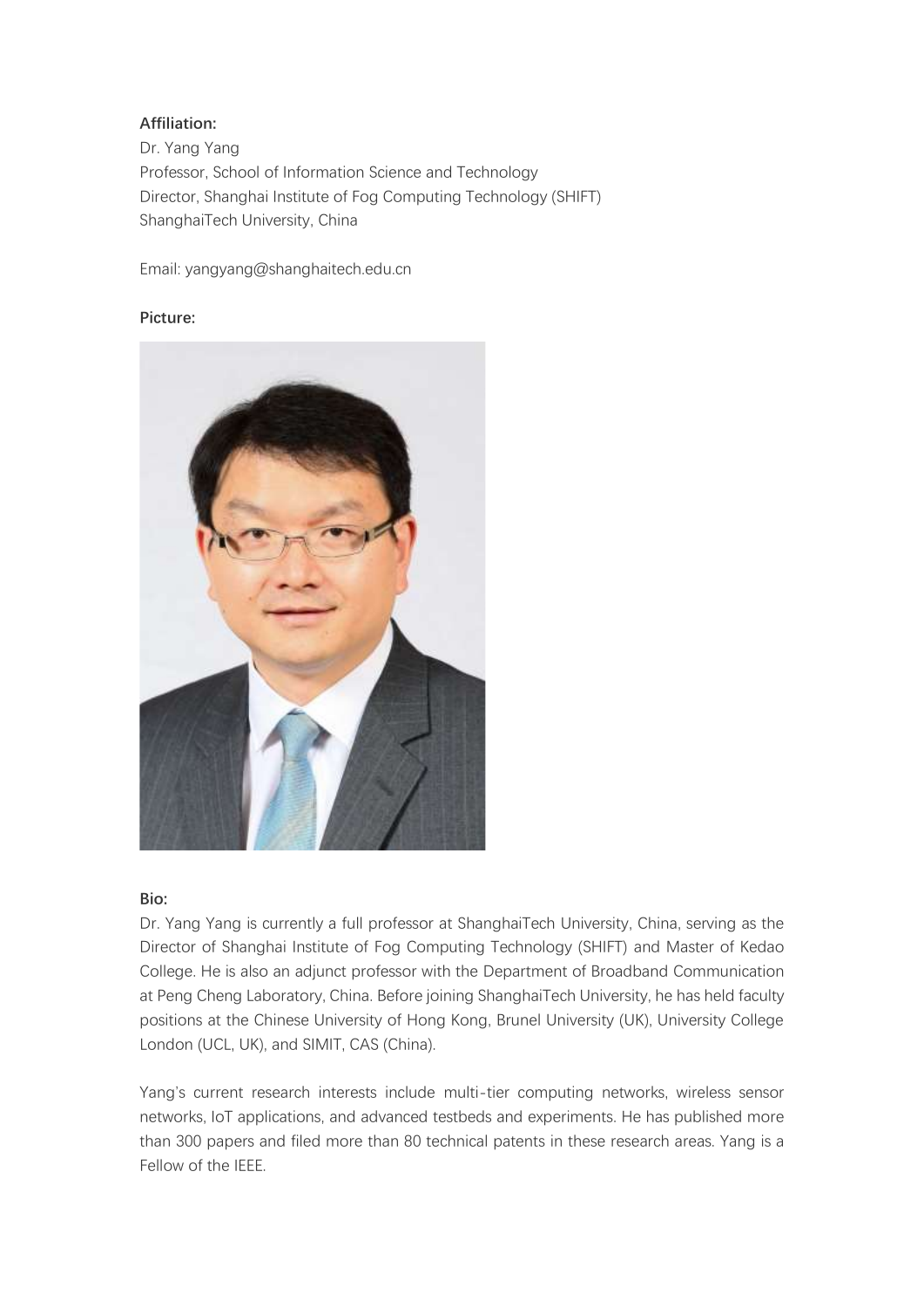**Affiliation:**

Dr. Yang Yang
Professor, School of Information Science and Technology
Director, Shanghai Institute of Fog Computing Technology (SHIFT)
ShanghaiTech University, China

Email: yangyang@shanghaitech.edu.cn

**Picture:**

**Bio:**

Dr. Yang Yang is currently a full professor at ShanghaiTech University, China, serving as the Director of Shanghai Institute of Fog Computing Technology (SHIFT) and Master of Kedao College. He is also an adjunct professor with the Department of Broadband Communication at Peng Cheng Laboratory, China. Before joining ShanghaiTech University, he has held faculty positions at the Chinese University of Hong Kong, Brunel University (UK), University College London (UCL, UK), and SIMIT, CAS (China).

Yang's current research interests include multi-tier computing networks, wireless sensor networks, IoT applications, and advanced testbeds and experiments. He has published more than 300 papers and filed more than 80 technical patents in these research areas. Yang is a Fellow of the IEEE.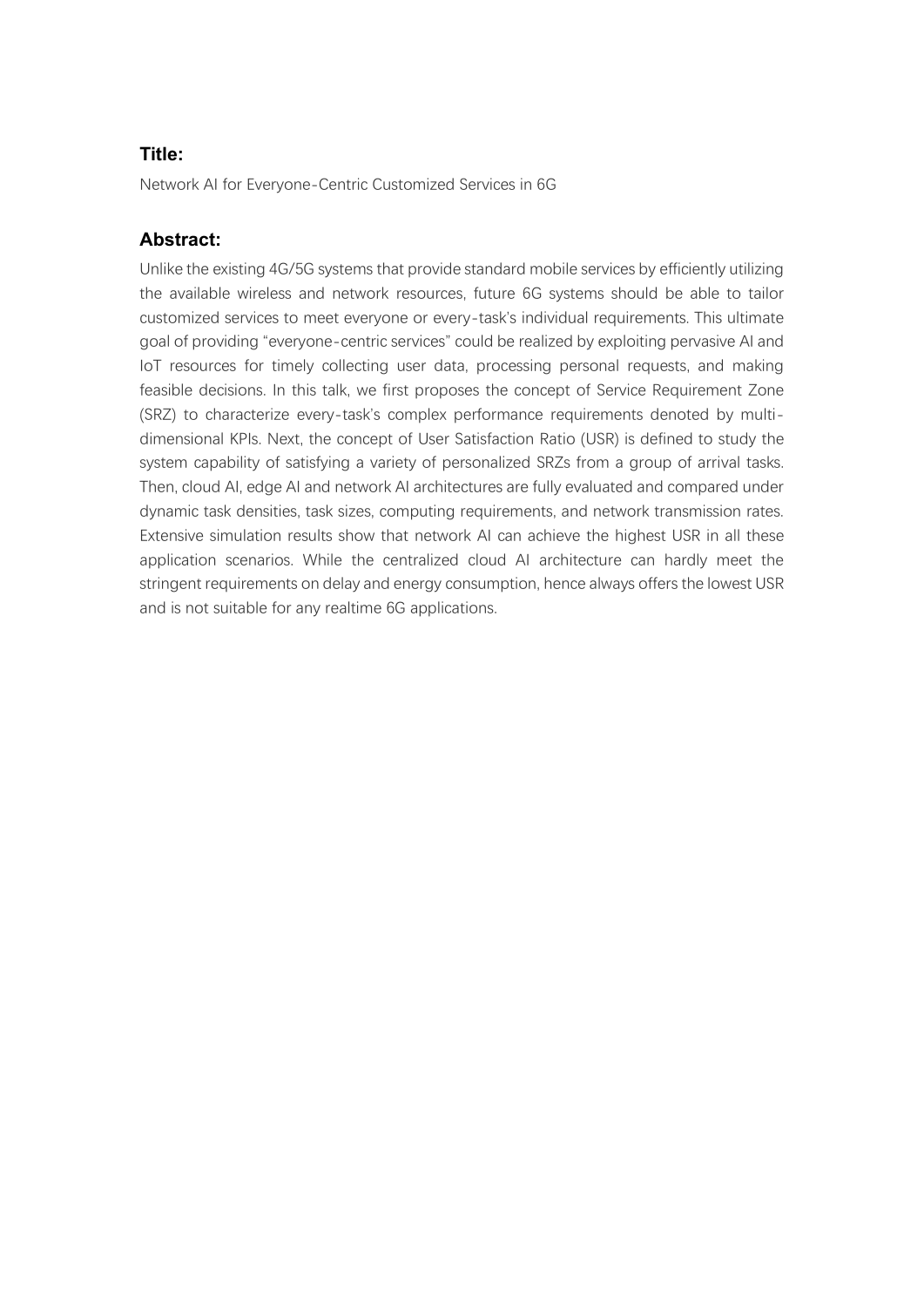### Title:

Network AI for Everyone-Centric Customized Services in 6G

### Abstract:

Unlike the existing 4G/5G systems that provide standard mobile services by efficiently utilizing the available wireless and network resources, future 6G systems should be able to tailor customized services to meet everyone or every-task's individual requirements. This ultimate goal of providing "everyone-centric services" could be realized by exploiting pervasive AI and IoT resources for timely collecting user data, processing personal requests, and making feasible decisions. In this talk, we first proposes the concept of Service Requirement Zone (SRZ) to characterize every-task's complex performance requirements denoted by multi-dimensional KPIs. Next, the concept of User Satisfaction Ratio (USR) is defined to study the system capability of satisfying a variety of personalized SRZs from a group of arrival tasks. Then, cloud AI, edge AI and network AI architectures are fully evaluated and compared under dynamic task densities, task sizes, computing requirements, and network transmission rates. Extensive simulation results show that network AI can achieve the highest USR in all these application scenarios. While the centralized cloud AI architecture can hardly meet the stringent requirements on delay and energy consumption, hence always offers the lowest USR and is not suitable for any realtime 6G applications.